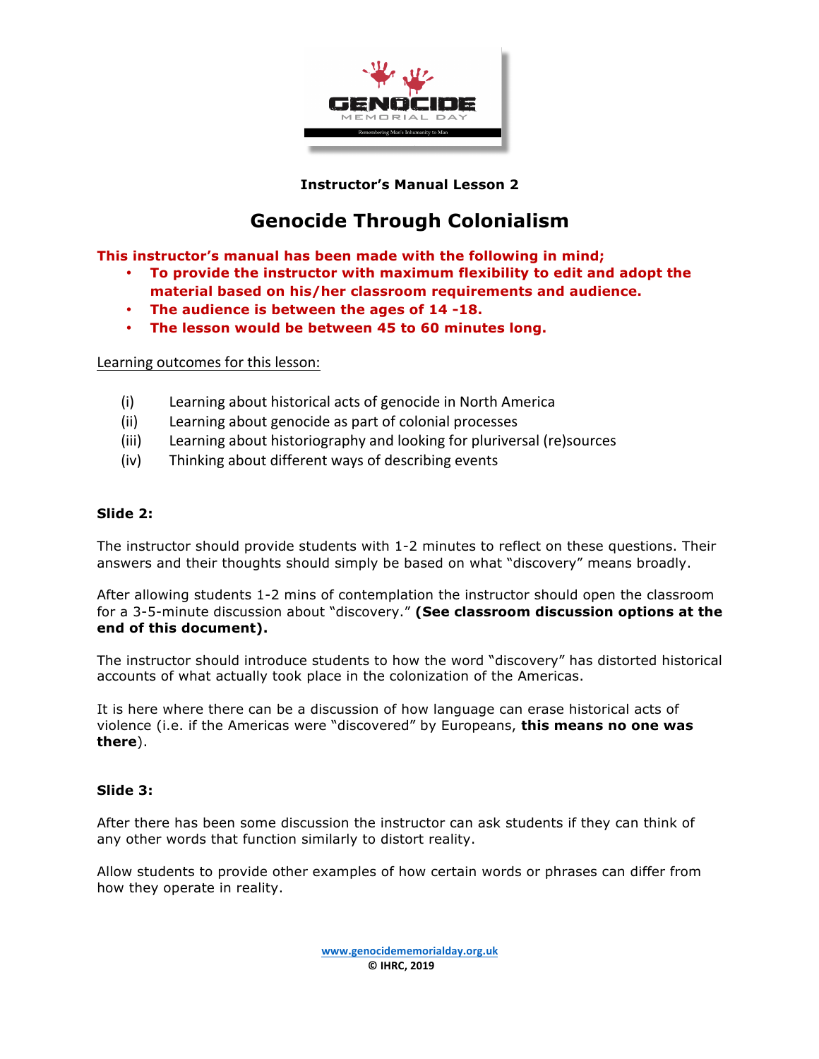Instructor's Manual Lesson 2

# Genocide Through Colonialism

**This instructor's manual has been made with the following in mind;**

- **To provide the instructor with maximum flexibility to edit and adopt the material based on his/her classroom requirements and audience.**
- **The audience is between the ages of 14 -18.**
- **The lesson would be between 45 to 60 minutes long.**

Learning outcomes for this lesson:

(i) Learning about historical acts of genocide in North America
(ii) Learning about genocide as part of colonial processes
(iii) Learning about historiography and looking for pluriversal (re)sources
(iv) Thinking about different ways of describing events

**Slide 2:**

The instructor should provide students with 1-2 minutes to reflect on these questions. Their answers and their thoughts should simply be based on what "discovery" means broadly.

After allowing students 1-2 mins of contemplation the instructor should open the classroom for a 3-5-minute discussion about "discovery." **(See classroom discussion options at the end of this document).**

The instructor should introduce students to how the word "discovery" has distorted historical accounts of what actually took place in the colonization of the Americas.

It is here where there can be a discussion of how language can erase historical acts of violence (i.e. if the Americas were "discovered" by Europeans, **this means no one was there**).

**Slide 3:**

After there has been some discussion the instructor can ask students if they can think of any other words that function similarly to distort reality.

Allow students to provide other examples of how certain words or phrases can differ from how they operate in reality.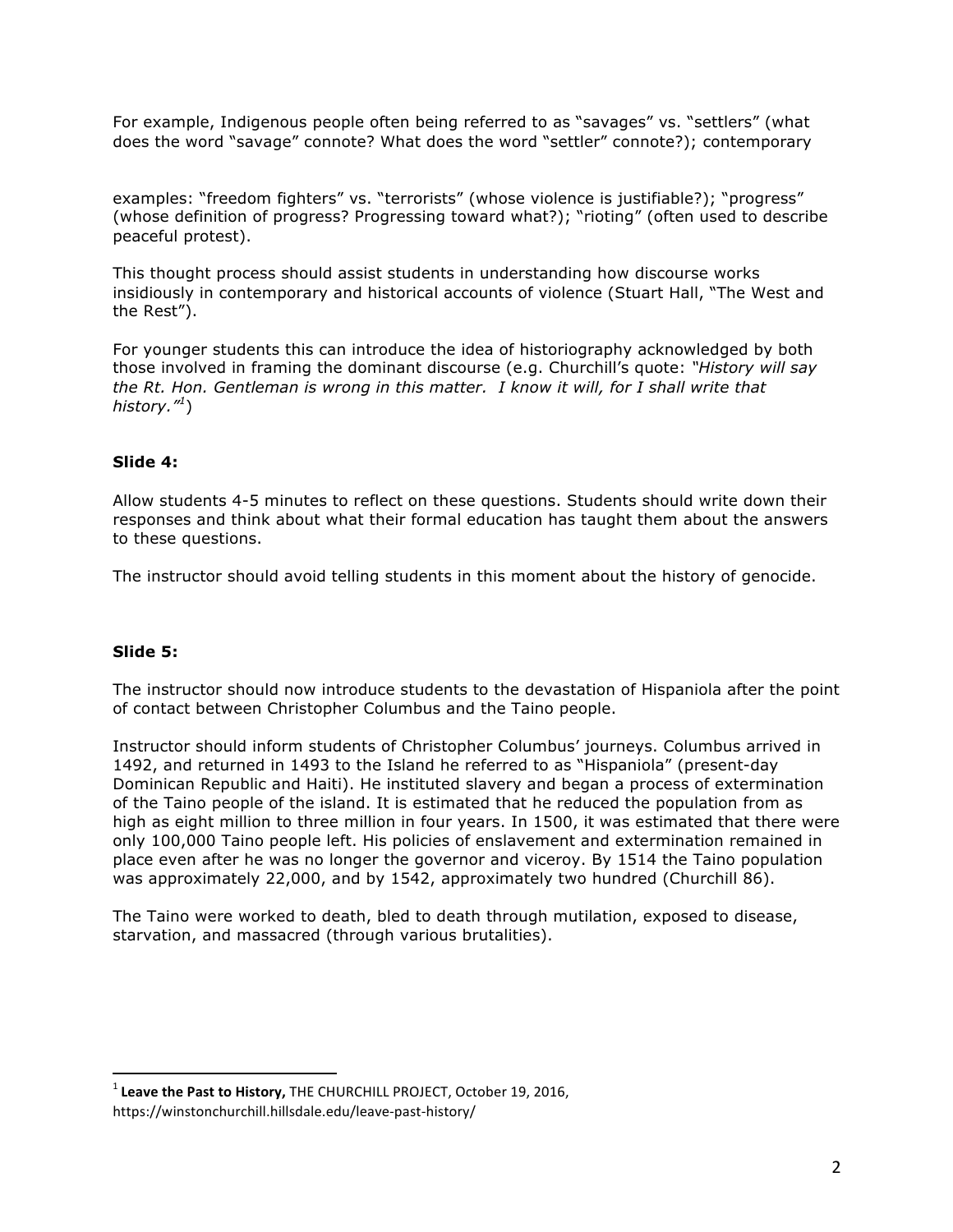For example, Indigenous people often being referred to as "savages" vs. "settlers" (what does the word "savage" connote? What does the word "settler" connote?); contemporary examples: "freedom fighters" vs. "terrorists" (whose violence is justifiable?); "progress" (whose definition of progress? Progressing toward what?); "rioting" (often used to describe peaceful protest).

This thought process should assist students in understanding how discourse works insidiously in contemporary and historical accounts of violence (Stuart Hall, "The West and the Rest").

For younger students this can introduce the idea of historiography acknowledged by both those involved in framing the dominant discourse (e.g. Churchill's quote: *"History will say the Rt. Hon. Gentleman is wrong in this matter. I know it will, for I shall write that history."*[1])

### Slide 4:

Allow students 4-5 minutes to reflect on these questions. Students should write down their responses and think about what their formal education has taught them about the answers to these questions.

The instructor should avoid telling students in this moment about the history of genocide.

### Slide 5:

The instructor should now introduce students to the devastation of Hispaniola after the point of contact between Christopher Columbus and the Taino people.

Instructor should inform students of Christopher Columbus' journeys. Columbus arrived in 1492, and returned in 1493 to the Island he referred to as "Hispaniola" (present-day Dominican Republic and Haiti). He instituted slavery and began a process of extermination of the Taino people of the island. It is estimated that he reduced the population from as high as eight million to three million in four years. In 1500, it was estimated that there were only 100,000 Taino people left. His policies of enslavement and extermination remained in place even after he was no longer the governor and viceroy. By 1514 the Taino population was approximately 22,000, and by 1542, approximately two hundred (Churchill 86).

The Taino were worked to death, bled to death through mutilation, exposed to disease, starvation, and massacred (through various brutalities).

---

[1] **Leave the Past to History,** THE CHURCHILL PROJECT, October 19, 2016, https://winstonchurchill.hillsdale.edu/leave-past-history/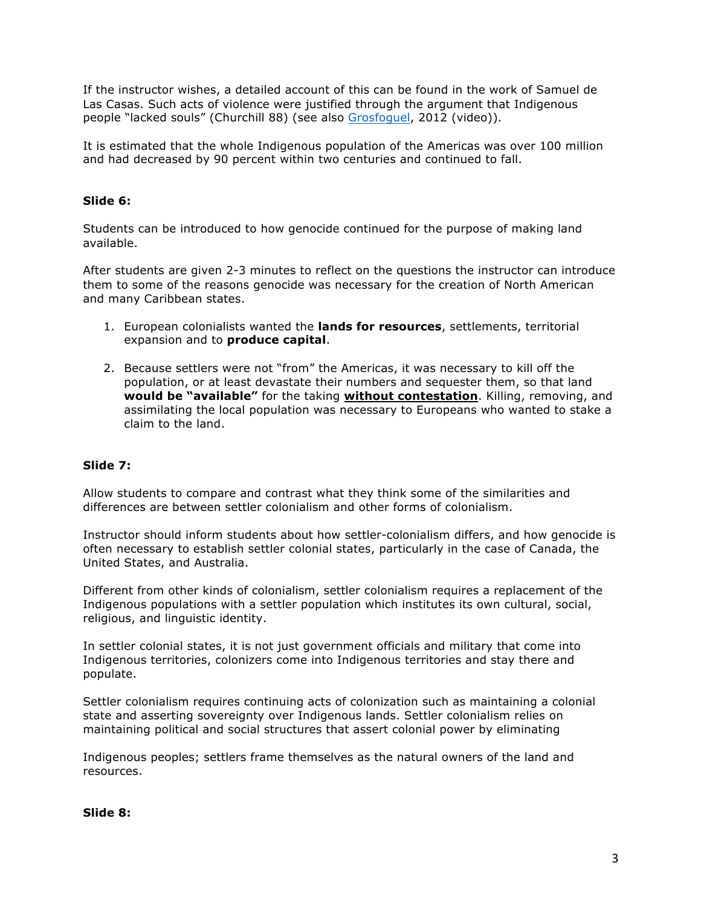If the instructor wishes, a detailed account of this can be found in the work of Samuel de Las Casas. Such acts of violence were justified through the argument that Indigenous people "lacked souls" (Churchill 88) (see also Grosfoguel, 2012 (video)).

It is estimated that the whole Indigenous population of the Americas was over 100 million and had decreased by 90 percent within two centuries and continued to fall.

**Slide 6:**

Students can be introduced to how genocide continued for the purpose of making land available.

After students are given 2-3 minutes to reflect on the questions the instructor can introduce them to some of the reasons genocide was necessary for the creation of North American and many Caribbean states.

1. European colonialists wanted the **lands for resources**, settlements, territorial expansion and to **produce capital**.

2. Because settlers were not "from" the Americas, it was necessary to kill off the population, or at least devastate their numbers and sequester them, so that land **would be "available"** for the taking **without contestation**. Killing, removing, and assimilating the local population was necessary to Europeans who wanted to stake a claim to the land.

**Slide 7:**

Allow students to compare and contrast what they think some of the similarities and differences are between settler colonialism and other forms of colonialism.

Instructor should inform students about how settler-colonialism differs, and how genocide is often necessary to establish settler colonial states, particularly in the case of Canada, the United States, and Australia.

Different from other kinds of colonialism, settler colonialism requires a replacement of the Indigenous populations with a settler population which institutes its own cultural, social, religious, and linguistic identity.

In settler colonial states, it is not just government officials and military that come into Indigenous territories, colonizers come into Indigenous territories and stay there and populate.

Settler colonialism requires continuing acts of colonization such as maintaining a colonial state and asserting sovereignty over Indigenous lands. Settler colonialism relies on maintaining political and social structures that assert colonial power by eliminating

Indigenous peoples; settlers frame themselves as the natural owners of the land and resources.

**Slide 8:**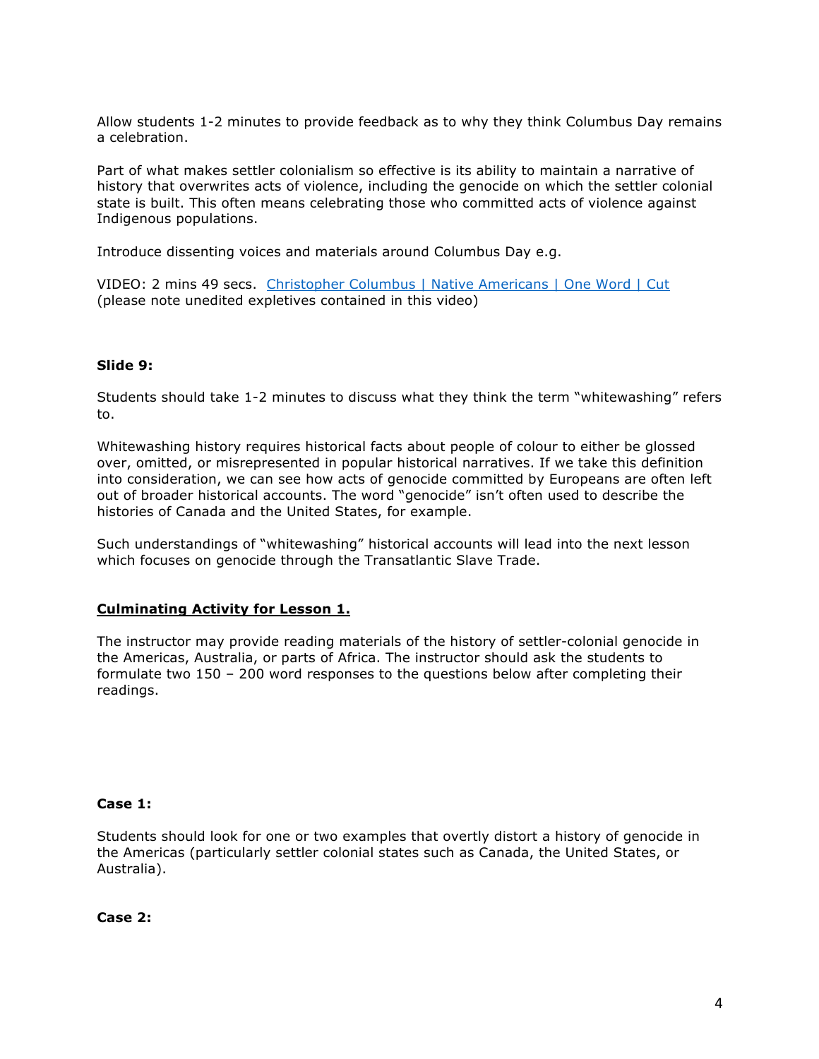Allow students 1-2 minutes to provide feedback as to why they think Columbus Day remains a celebration.

Part of what makes settler colonialism so effective is its ability to maintain a narrative of history that overwrites acts of violence, including the genocide on which the settler colonial state is built. This often means celebrating those who committed acts of violence against Indigenous populations.

Introduce dissenting voices and materials around Columbus Day e.g.

VIDEO: 2 mins 49 secs. Christopher Columbus | Native Americans | One Word | Cut (please note unedited expletives contained in this video)

**Slide 9:**

Students should take 1-2 minutes to discuss what they think the term "whitewashing" refers to.

Whitewashing history requires historical facts about people of colour to either be glossed over, omitted, or misrepresented in popular historical narratives. If we take this definition into consideration, we can see how acts of genocide committed by Europeans are often left out of broader historical accounts. The word "genocide" isn't often used to describe the histories of Canada and the United States, for example.

Such understandings of "whitewashing" historical accounts will lead into the next lesson which focuses on genocide through the Transatlantic Slave Trade.

**Culminating Activity for Lesson 1.**

The instructor may provide reading materials of the history of settler-colonial genocide in the Americas, Australia, or parts of Africa. The instructor should ask the students to formulate two 150 – 200 word responses to the questions below after completing their readings.

**Case 1:**

Students should look for one or two examples that overtly distort a history of genocide in the Americas (particularly settler colonial states such as Canada, the United States, or Australia).

**Case 2:**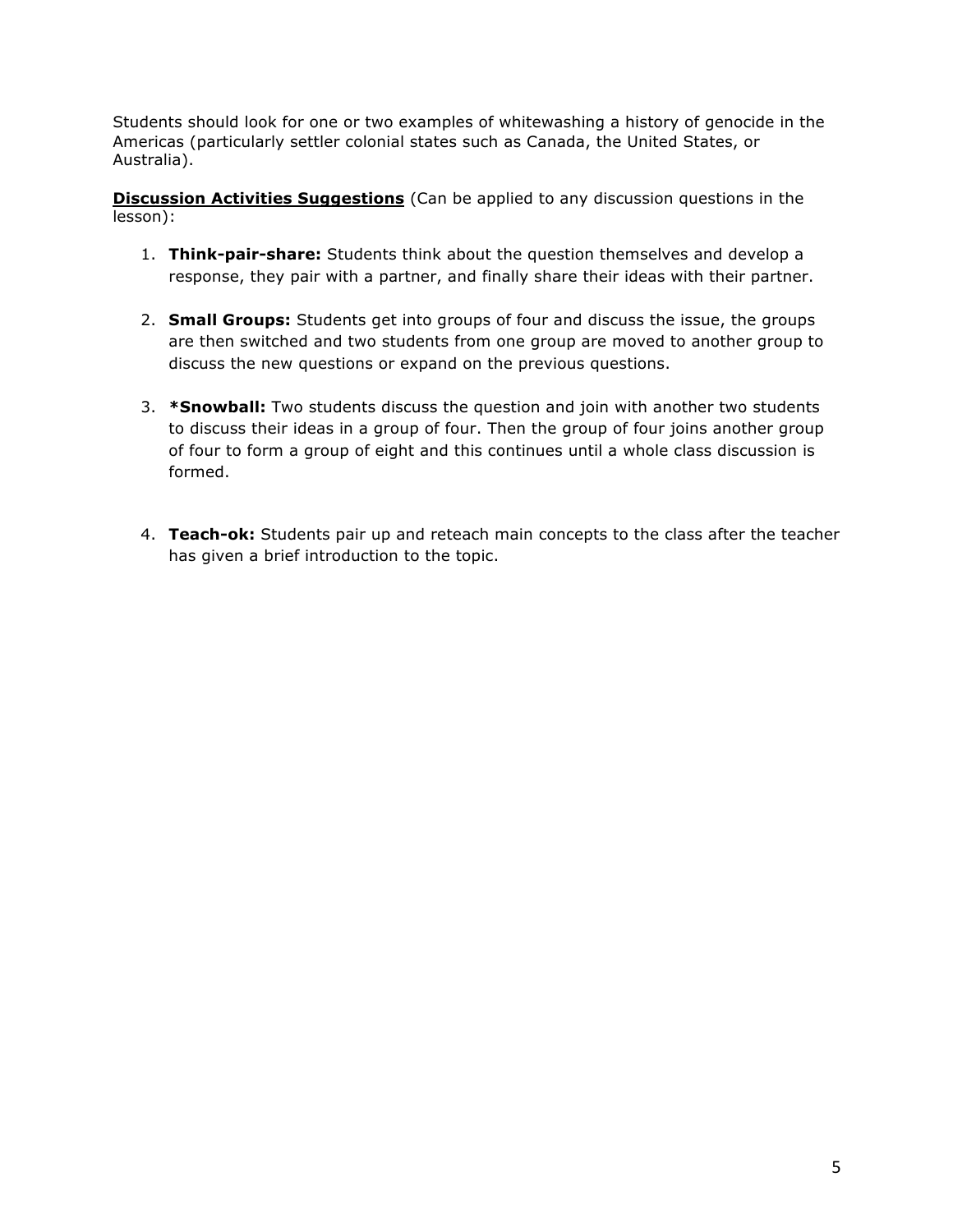Students should look for one or two examples of whitewashing a history of genocide in the Americas (particularly settler colonial states such as Canada, the United States, or Australia).

**Discussion Activities Suggestions** (Can be applied to any discussion questions in the lesson):

1. **Think-pair-share:** Students think about the question themselves and develop a response, they pair with a partner, and finally share their ideas with their partner.

2. **Small Groups:** Students get into groups of four and discuss the issue, the groups are then switched and two students from one group are moved to another group to discuss the new questions or expand on the previous questions.

3. ***Snowball:** Two students discuss the question and join with another two students to discuss their ideas in a group of four. Then the group of four joins another group of four to form a group of eight and this continues until a whole class discussion is formed.

4. **Teach-ok:** Students pair up and reteach main concepts to the class after the teacher has given a brief introduction to the topic.